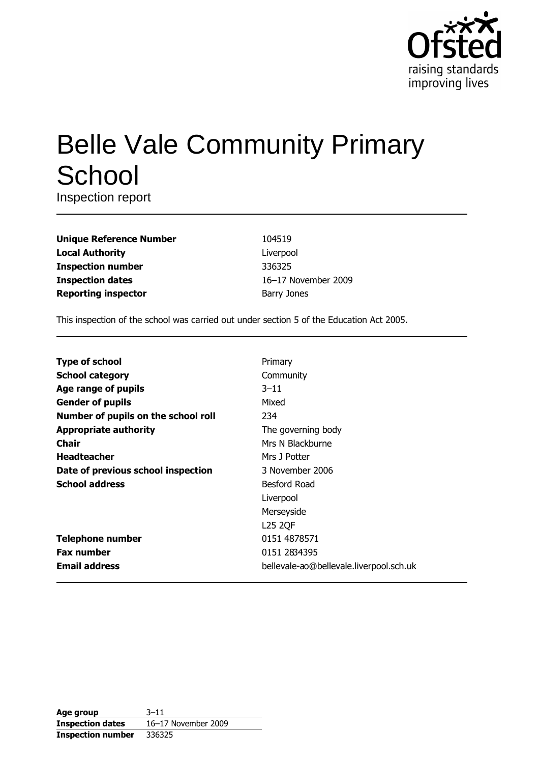Ofsted

raising standards
improving lives

# Belle Vale Community Primary School

Inspection report

| | |
|---|---|
| **Unique Reference Number** | 104519 |
| **Local Authority** | Liverpool |
| **Inspection number** | 336325 |
| **Inspection dates** | 16–17 November 2009 |
| **Reporting inspector** | Barry Jones |

This inspection of the school was carried out under section 5 of the Education Act 2005.

| | |
|---|---|
| **Type of school** | Primary |
| **School category** | Community |
| **Age range of pupils** | 3–11 |
| **Gender of pupils** | Mixed |
| **Number of pupils on the school roll** | 234 |
| **Appropriate authority** | The governing body |
| **Chair** | Mrs N Blackburne |
| **Headteacher** | Mrs J Potter |
| **Date of previous school inspection** | 3 November 2006 |
| **School address** | Besford Road<br>Liverpool<br>Merseyside<br>L25 2QF |
| **Telephone number** | 0151 4878571 |
| **Fax number** | 0151 2834395 |
| **Email address** | bellevale-ao@bellevale.liverpool.sch.uk |

| | |
|---|---|
| **Age group** | 3–11 |
| **Inspection dates** | 16–17 November 2009 |
| **Inspection number** | 336325 |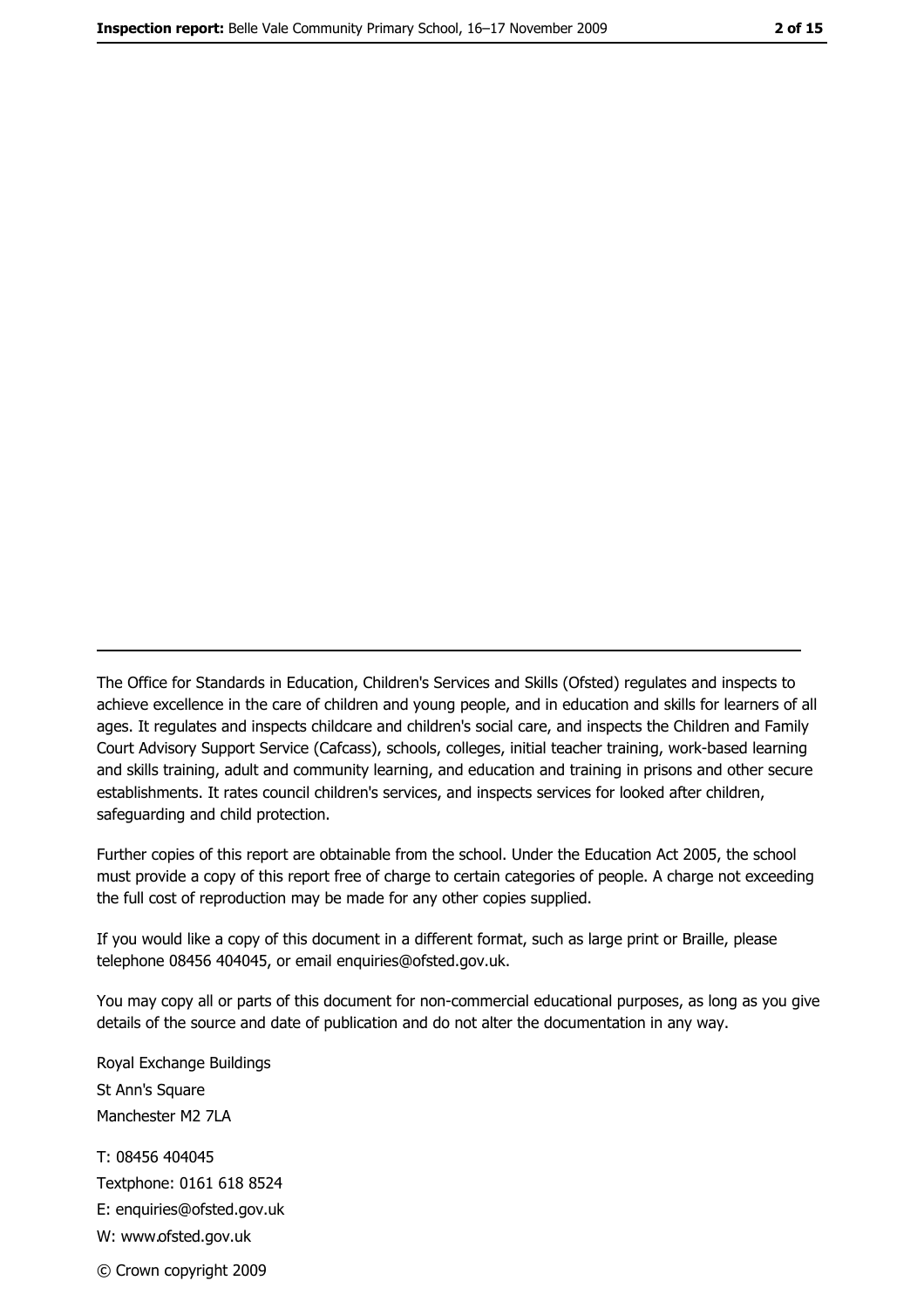The Office for Standards in Education, Children's Services and Skills (Ofsted) regulates and inspects to achieve excellence in the care of children and young people, and in education and skills for learners of all ages. It regulates and inspects childcare and children's social care, and inspects the Children and Family Court Advisory Support Service (Cafcass), schools, colleges, initial teacher training, work-based learning and skills training, adult and community learning, and education and training in prisons and other secure establishments. It rates council children's services, and inspects services for looked after children, safeguarding and child protection.

Further copies of this report are obtainable from the school. Under the Education Act 2005, the school must provide a copy of this report free of charge to certain categories of people. A charge not exceeding the full cost of reproduction may be made for any other copies supplied.

If you would like a copy of this document in a different format, such as large print or Braille, please telephone 08456 404045, or email enquiries@ofsted.gov.uk.

You may copy all or parts of this document for non-commercial educational purposes, as long as you give details of the source and date of publication and do not alter the documentation in any way.

Royal Exchange Buildings
St Ann's Square
Manchester M2 7LA

T: 08456 404045
Textphone: 0161 618 8524
E: enquiries@ofsted.gov.uk
W: www.ofsted.gov.uk

© Crown copyright 2009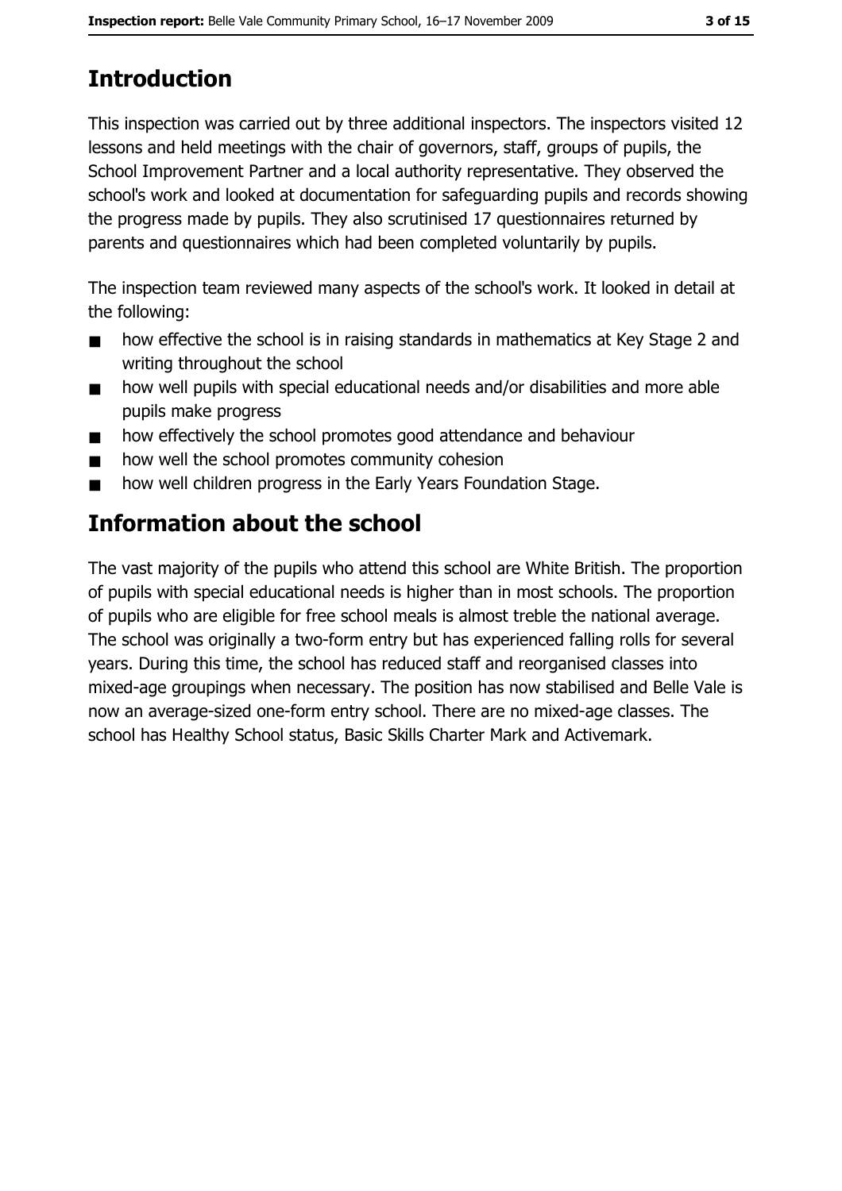# Introduction

This inspection was carried out by three additional inspectors. The inspectors visited 12 lessons and held meetings with the chair of governors, staff, groups of pupils, the School Improvement Partner and a local authority representative. They observed the school's work and looked at documentation for safeguarding pupils and records showing the progress made by pupils. They also scrutinised 17 questionnaires returned by parents and questionnaires which had been completed voluntarily by pupils.

The inspection team reviewed many aspects of the school's work. It looked in detail at the following:

- how effective the school is in raising standards in mathematics at Key Stage 2 and writing throughout the school
- how well pupils with special educational needs and/or disabilities and more able pupils make progress
- how effectively the school promotes good attendance and behaviour
- how well the school promotes community cohesion
- how well children progress in the Early Years Foundation Stage.

# Information about the school

The vast majority of the pupils who attend this school are White British. The proportion of pupils with special educational needs is higher than in most schools. The proportion of pupils who are eligible for free school meals is almost treble the national average. The school was originally a two-form entry but has experienced falling rolls for several years. During this time, the school has reduced staff and reorganised classes into mixed-age groupings when necessary. The position has now stabilised and Belle Vale is now an average-sized one-form entry school. There are no mixed-age classes. The school has Healthy School status, Basic Skills Charter Mark and Activemark.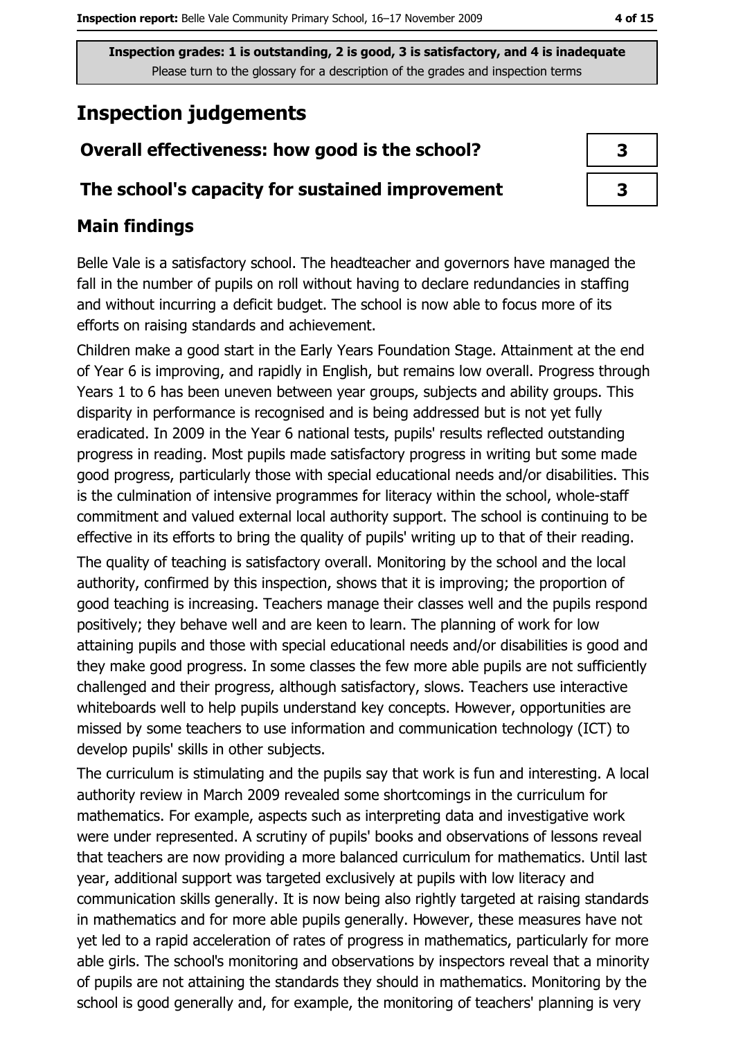Inspection grades: 1 is outstanding, 2 is good, 3 is satisfactory, and 4 is inadequate
Please turn to the glossary for a description of the grades and inspection terms

# Inspection judgements

| | |
|---|---|
| **Overall effectiveness: how good is the school?** | 3 |
| **The school's capacity for sustained improvement** | 3 |

## Main findings

Belle Vale is a satisfactory school. The headteacher and governors have managed the fall in the number of pupils on roll without having to declare redundancies in staffing and without incurring a deficit budget. The school is now able to focus more of its efforts on raising standards and achievement.

Children make a good start in the Early Years Foundation Stage. Attainment at the end of Year 6 is improving, and rapidly in English, but remains low overall. Progress through Years 1 to 6 has been uneven between year groups, subjects and ability groups. This disparity in performance is recognised and is being addressed but is not yet fully eradicated. In 2009 in the Year 6 national tests, pupils' results reflected outstanding progress in reading. Most pupils made satisfactory progress in writing but some made good progress, particularly those with special educational needs and/or disabilities. This is the culmination of intensive programmes for literacy within the school, whole-staff commitment and valued external local authority support. The school is continuing to be effective in its efforts to bring the quality of pupils' writing up to that of their reading.

The quality of teaching is satisfactory overall. Monitoring by the school and the local authority, confirmed by this inspection, shows that it is improving; the proportion of good teaching is increasing. Teachers manage their classes well and the pupils respond positively; they behave well and are keen to learn. The planning of work for low attaining pupils and those with special educational needs and/or disabilities is good and they make good progress. In some classes the few more able pupils are not sufficiently challenged and their progress, although satisfactory, slows. Teachers use interactive whiteboards well to help pupils understand key concepts. However, opportunities are missed by some teachers to use information and communication technology (ICT) to develop pupils' skills in other subjects.

The curriculum is stimulating and the pupils say that work is fun and interesting. A local authority review in March 2009 revealed some shortcomings in the curriculum for mathematics. For example, aspects such as interpreting data and investigative work were under represented. A scrutiny of pupils' books and observations of lessons reveal that teachers are now providing a more balanced curriculum for mathematics. Until last year, additional support was targeted exclusively at pupils with low literacy and communication skills generally. It is now being also rightly targeted at raising standards in mathematics and for more able pupils generally. However, these measures have not yet led to a rapid acceleration of rates of progress in mathematics, particularly for more able girls. The school's monitoring and observations by inspectors reveal that a minority of pupils are not attaining the standards they should in mathematics. Monitoring by the school is good generally and, for example, the monitoring of teachers' planning is very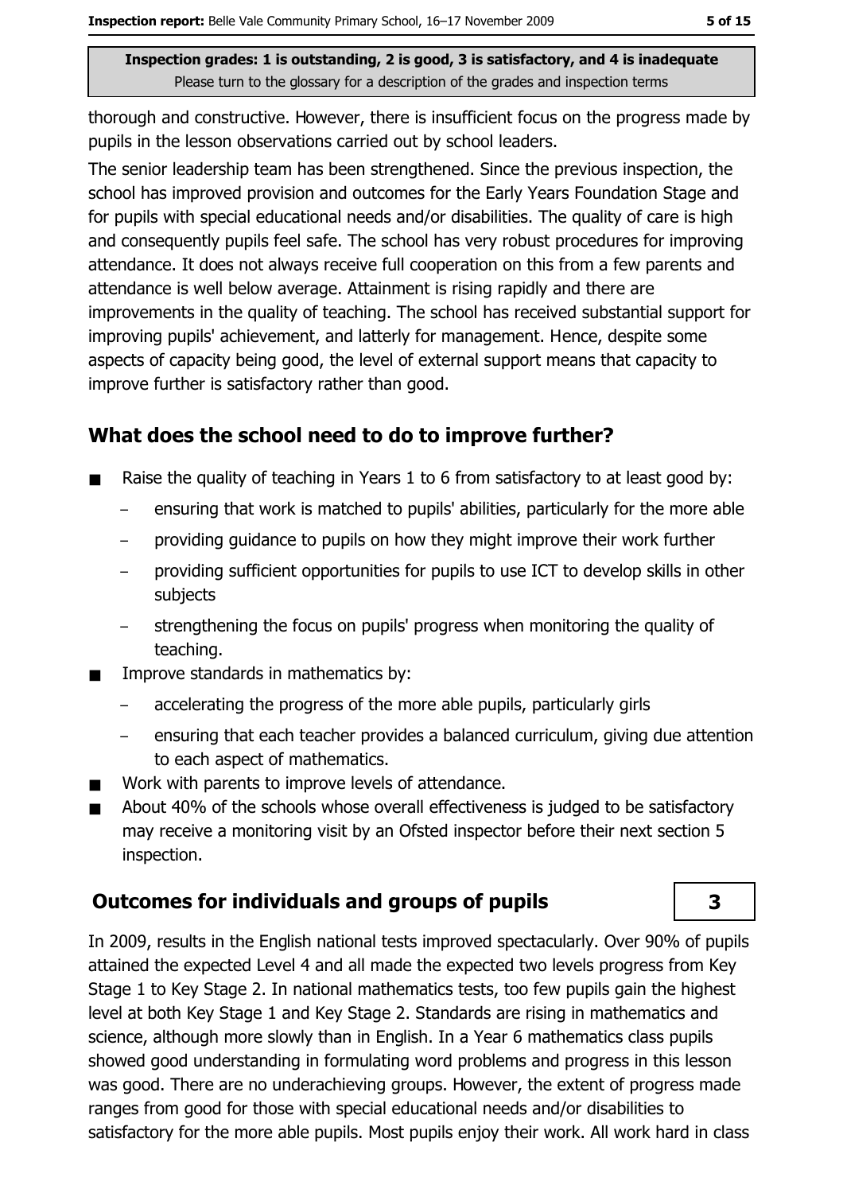thorough and constructive. However, there is insufficient focus on the progress made by pupils in the lesson observations carried out by school leaders.

The senior leadership team has been strengthened. Since the previous inspection, the school has improved provision and outcomes for the Early Years Foundation Stage and for pupils with special educational needs and/or disabilities. The quality of care is high and consequently pupils feel safe. The school has very robust procedures for improving attendance. It does not always receive full cooperation on this from a few parents and attendance is well below average. Attainment is rising rapidly and there are improvements in the quality of teaching. The school has received substantial support for improving pupils' achievement, and latterly for management. Hence, despite some aspects of capacity being good, the level of external support means that capacity to improve further is satisfactory rather than good.

## What does the school need to do to improve further?

- Raise the quality of teaching in Years 1 to 6 from satisfactory to at least good by:
  - ensuring that work is matched to pupils' abilities, particularly for the more able
  - providing guidance to pupils on how they might improve their work further
  - providing sufficient opportunities for pupils to use ICT to develop skills in other subjects
  - strengthening the focus on pupils' progress when monitoring the quality of teaching.
- Improve standards in mathematics by:
  - accelerating the progress of the more able pupils, particularly girls
  - ensuring that each teacher provides a balanced curriculum, giving due attention to each aspect of mathematics.
- Work with parents to improve levels of attendance.
- About 40% of the schools whose overall effectiveness is judged to be satisfactory may receive a monitoring visit by an Ofsted inspector before their next section 5 inspection.

## Outcomes for individuals and groups of pupils — 3

In 2009, results in the English national tests improved spectacularly. Over 90% of pupils attained the expected Level 4 and all made the expected two levels progress from Key Stage 1 to Key Stage 2. In national mathematics tests, too few pupils gain the highest level at both Key Stage 1 and Key Stage 2. Standards are rising in mathematics and science, although more slowly than in English. In a Year 6 mathematics class pupils showed good understanding in formulating word problems and progress in this lesson was good. There are no underachieving groups. However, the extent of progress made ranges from good for those with special educational needs and/or disabilities to satisfactory for the more able pupils. Most pupils enjoy their work. All work hard in class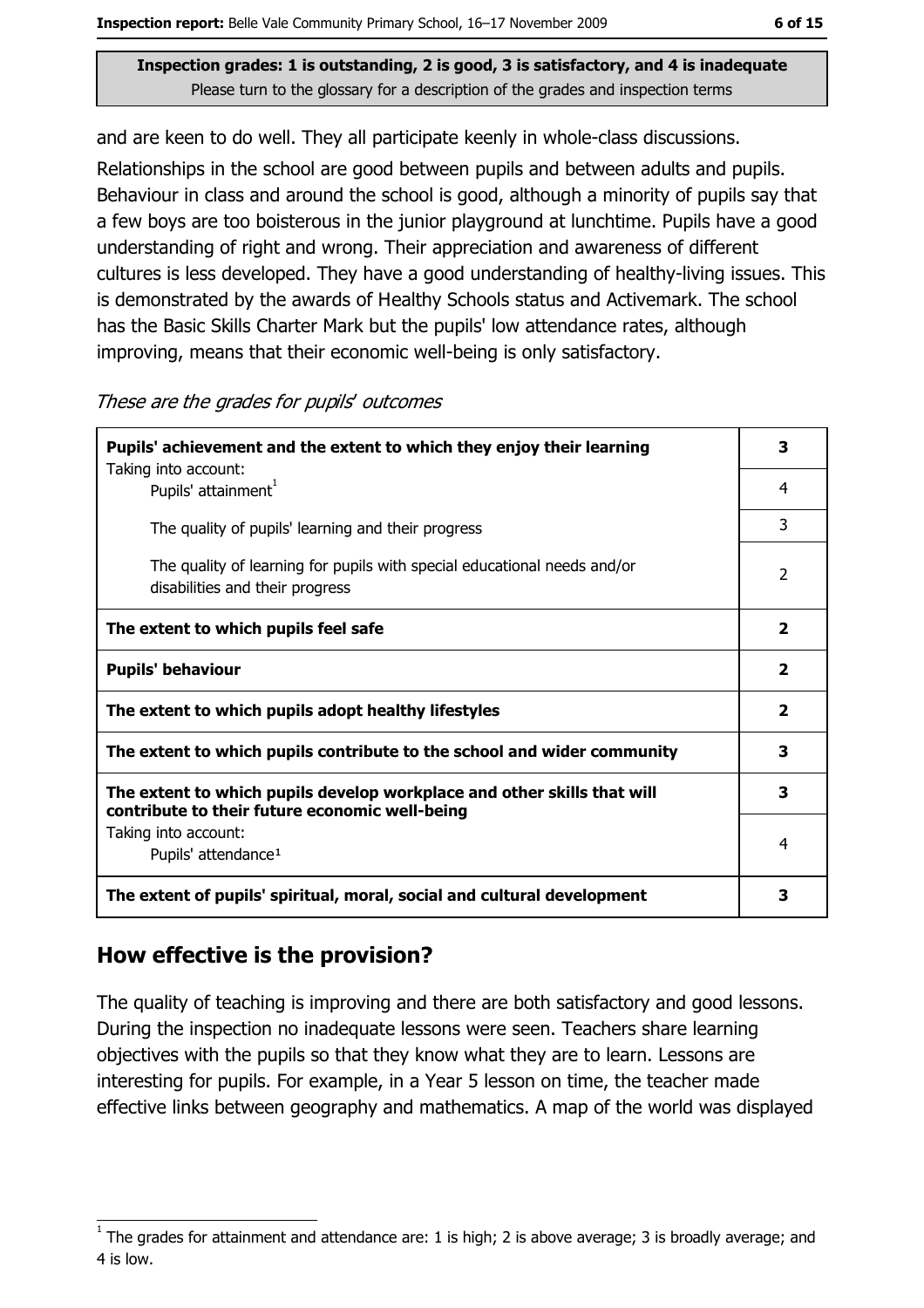Inspection grades: 1 is outstanding, 2 is good, 3 is satisfactory, and 4 is inadequate
Please turn to the glossary for a description of the grades and inspection terms

and are keen to do well. They all participate keenly in whole-class discussions.

Relationships in the school are good between pupils and between adults and pupils. Behaviour in class and around the school is good, although a minority of pupils say that a few boys are too boisterous in the junior playground at lunchtime. Pupils have a good understanding of right and wrong. Their appreciation and awareness of different cultures is less developed. They have a good understanding of healthy-living issues. This is demonstrated by the awards of Healthy Schools status and Activemark. The school has the Basic Skills Charter Mark but the pupils' low attendance rates, although improving, means that their economic well-being is only satisfactory.

*These are the grades for pupils' outcomes*

| | |
|---|---|
| **Pupils' achievement and the extent to which they enjoy their learning** | **3** |
| Taking into account: Pupils' attainment[1] | 4 |
| The quality of pupils' learning and their progress | 3 |
| The quality of learning for pupils with special educational needs and/or disabilities and their progress | 2 |
| **The extent to which pupils feel safe** | **2** |
| **Pupils' behaviour** | **2** |
| **The extent to which pupils adopt healthy lifestyles** | **2** |
| **The extent to which pupils contribute to the school and wider community** | **3** |
| **The extent to which pupils develop workplace and other skills that will contribute to their future economic well-being** | **3** |
| Taking into account: Pupils' attendance[1] | 4 |
| **The extent of pupils' spiritual, moral, social and cultural development** | **3** |

## How effective is the provision?

The quality of teaching is improving and there are both satisfactory and good lessons. During the inspection no inadequate lessons were seen. Teachers share learning objectives with the pupils so that they know what they are to learn. Lessons are interesting for pupils. For example, in a Year 5 lesson on time, the teacher made effective links between geography and mathematics. A map of the world was displayed

[1] The grades for attainment and attendance are: 1 is high; 2 is above average; 3 is broadly average; and 4 is low.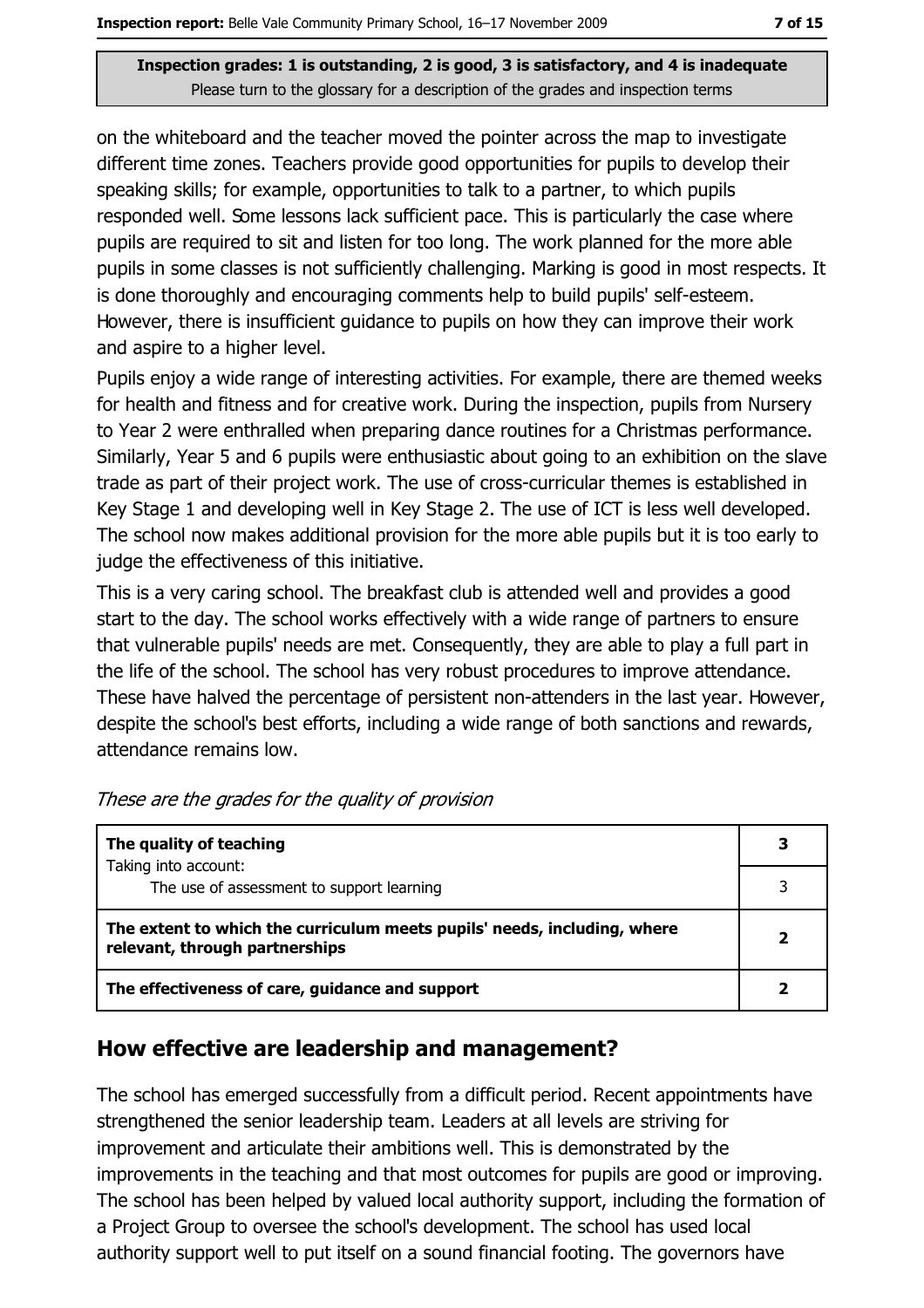on the whiteboard and the teacher moved the pointer across the map to investigate different time zones. Teachers provide good opportunities for pupils to develop their speaking skills; for example, opportunities to talk to a partner, to which pupils responded well. Some lessons lack sufficient pace. This is particularly the case where pupils are required to sit and listen for too long. The work planned for the more able pupils in some classes is not sufficiently challenging. Marking is good in most respects. It is done thoroughly and encouraging comments help to build pupils' self-esteem. However, there is insufficient guidance to pupils on how they can improve their work and aspire to a higher level.

Pupils enjoy a wide range of interesting activities. For example, there are themed weeks for health and fitness and for creative work. During the inspection, pupils from Nursery to Year 2 were enthralled when preparing dance routines for a Christmas performance. Similarly, Year 5 and 6 pupils were enthusiastic about going to an exhibition on the slave trade as part of their project work. The use of cross-curricular themes is established in Key Stage 1 and developing well in Key Stage 2. The use of ICT is less well developed. The school now makes additional provision for the more able pupils but it is too early to judge the effectiveness of this initiative.

This is a very caring school. The breakfast club is attended well and provides a good start to the day. The school works effectively with a wide range of partners to ensure that vulnerable pupils' needs are met. Consequently, they are able to play a full part in the life of the school. The school has very robust procedures to improve attendance. These have halved the percentage of persistent non-attenders in the last year. However, despite the school's best efforts, including a wide range of both sanctions and rewards, attendance remains low.

*These are the grades for the quality of provision*

| | |
|---|---|
| **The quality of teaching** | **3** |
| Taking into account: The use of assessment to support learning | 3 |
| **The extent to which the curriculum meets pupils' needs, including, where relevant, through partnerships** | **2** |
| **The effectiveness of care, guidance and support** | **2** |

## How effective are leadership and management?

The school has emerged successfully from a difficult period. Recent appointments have strengthened the senior leadership team. Leaders at all levels are striving for improvement and articulate their ambitions well. This is demonstrated by the improvements in the teaching and that most outcomes for pupils are good or improving. The school has been helped by valued local authority support, including the formation of a Project Group to oversee the school's development. The school has used local authority support well to put itself on a sound financial footing. The governors have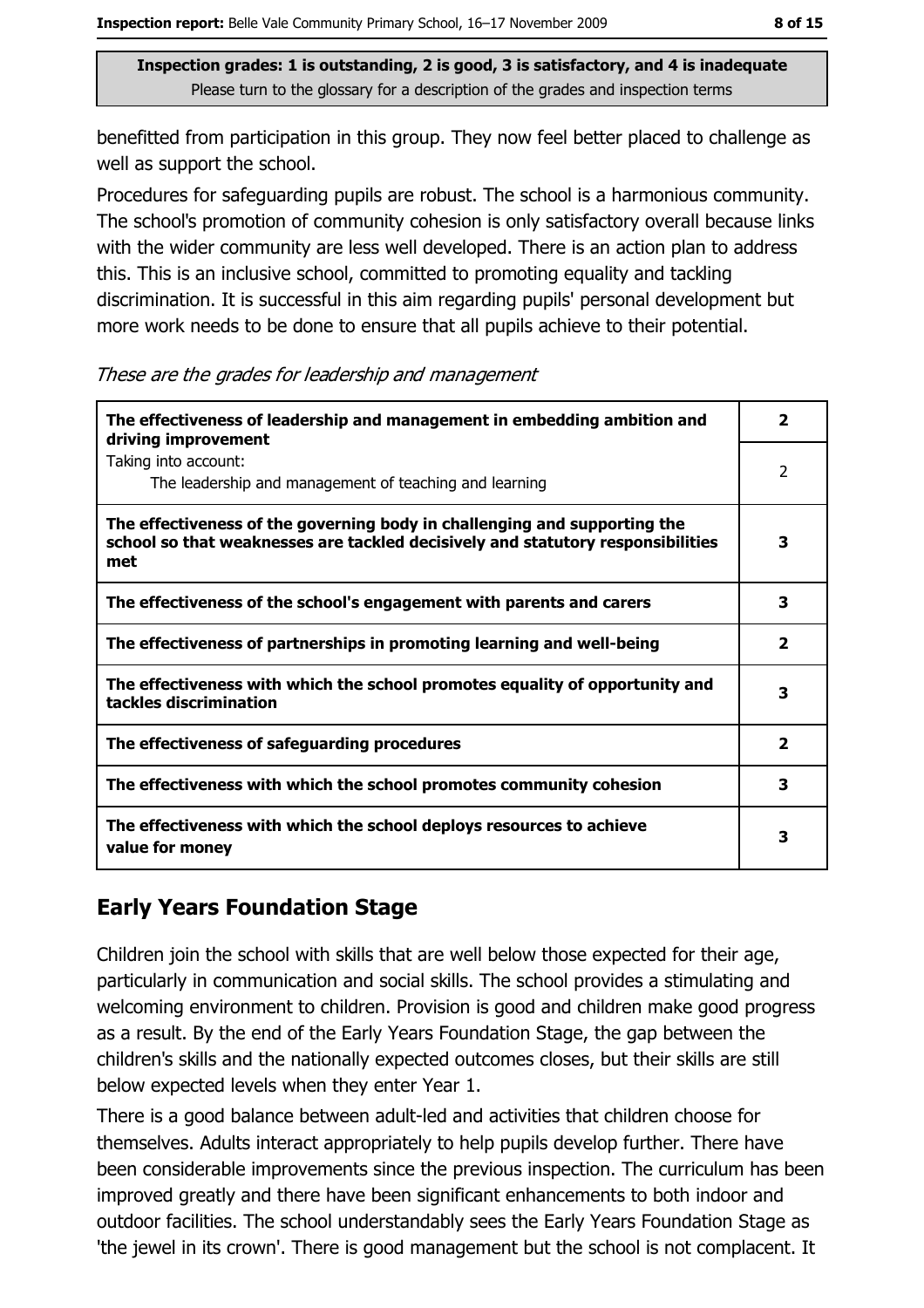Inspection grades: 1 is outstanding, 2 is good, 3 is satisfactory, and 4 is inadequate
Please turn to the glossary for a description of the grades and inspection terms

benefitted from participation in this group. They now feel better placed to challenge as well as support the school.

Procedures for safeguarding pupils are robust. The school is a harmonious community. The school's promotion of community cohesion is only satisfactory overall because links with the wider community are less well developed. There is an action plan to address this. This is an inclusive school, committed to promoting equality and tackling discrimination. It is successful in this aim regarding pupils' personal development but more work needs to be done to ensure that all pupils achieve to their potential.

*These are the grades for leadership and management*

| | |
|---|---|
| **The effectiveness of leadership and management in embedding ambition and driving improvement** | **2** |
| Taking into account: The leadership and management of teaching and learning | 2 |
| **The effectiveness of the governing body in challenging and supporting the school so that weaknesses are tackled decisively and statutory responsibilities met** | **3** |
| **The effectiveness of the school's engagement with parents and carers** | **3** |
| **The effectiveness of partnerships in promoting learning and well-being** | **2** |
| **The effectiveness with which the school promotes equality of opportunity and tackles discrimination** | **3** |
| **The effectiveness of safeguarding procedures** | **2** |
| **The effectiveness with which the school promotes community cohesion** | **3** |
| **The effectiveness with which the school deploys resources to achieve value for money** | **3** |

## Early Years Foundation Stage

Children join the school with skills that are well below those expected for their age, particularly in communication and social skills. The school provides a stimulating and welcoming environment to children. Provision is good and children make good progress as a result. By the end of the Early Years Foundation Stage, the gap between the children's skills and the nationally expected outcomes closes, but their skills are still below expected levels when they enter Year 1.

There is a good balance between adult-led and activities that children choose for themselves. Adults interact appropriately to help pupils develop further. There have been considerable improvements since the previous inspection. The curriculum has been improved greatly and there have been significant enhancements to both indoor and outdoor facilities. The school understandably sees the Early Years Foundation Stage as 'the jewel in its crown'. There is good management but the school is not complacent. It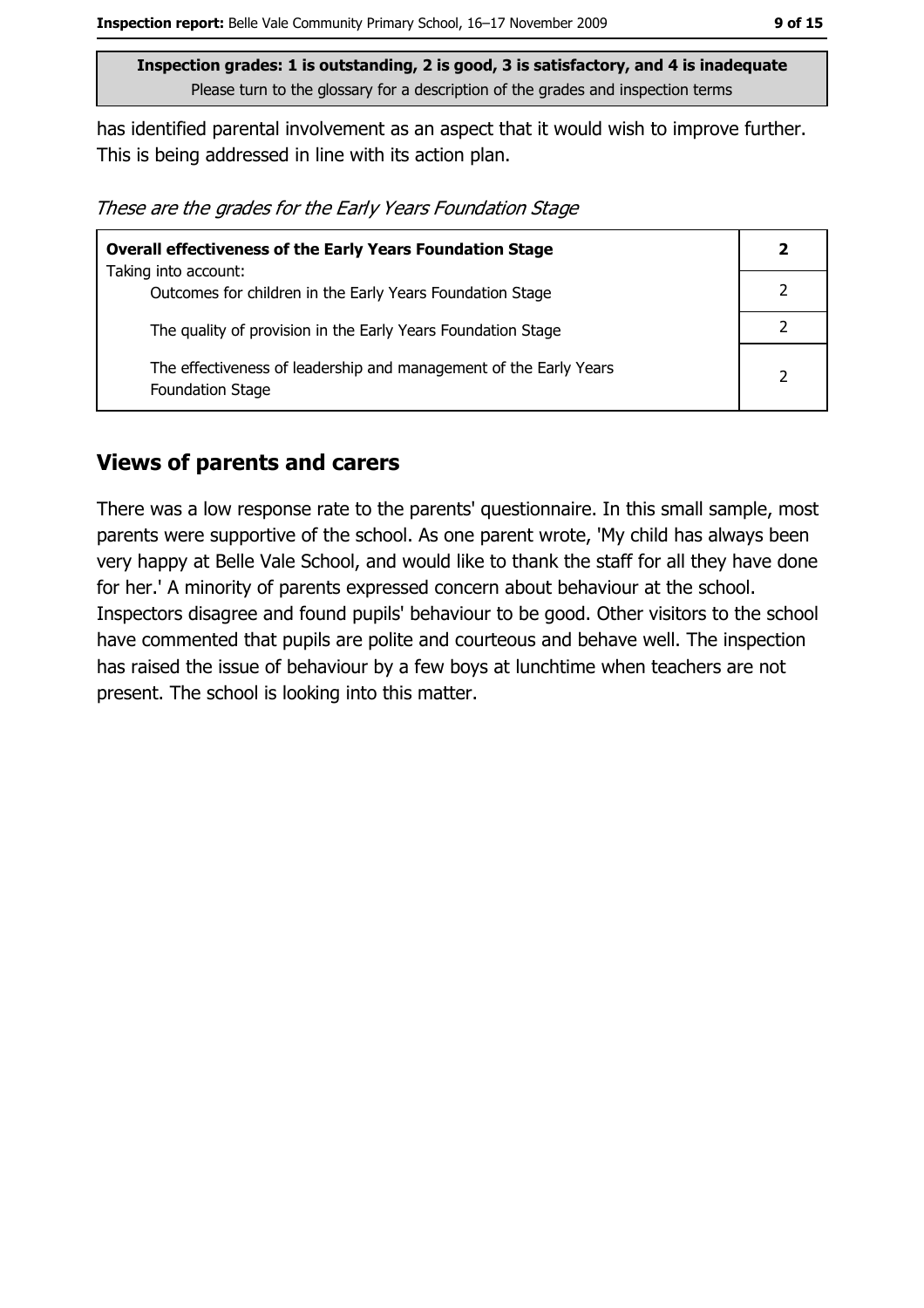has identified parental involvement as an aspect that it would wish to improve further. This is being addressed in line with its action plan.

*These are the grades for the Early Years Foundation Stage*

| **Overall effectiveness of the Early Years Foundation Stage** | **2** |
|---|---|
| Taking into account: Outcomes for children in the Early Years Foundation Stage | 2 |
| The quality of provision in the Early Years Foundation Stage | 2 |
| The effectiveness of leadership and management of the Early Years Foundation Stage | 2 |

## Views of parents and carers

There was a low response rate to the parents' questionnaire. In this small sample, most parents were supportive of the school. As one parent wrote, 'My child has always been very happy at Belle Vale School, and would like to thank the staff for all they have done for her.' A minority of parents expressed concern about behaviour at the school. Inspectors disagree and found pupils' behaviour to be good. Other visitors to the school have commented that pupils are polite and courteous and behave well. The inspection has raised the issue of behaviour by a few boys at lunchtime when teachers are not present. The school is looking into this matter.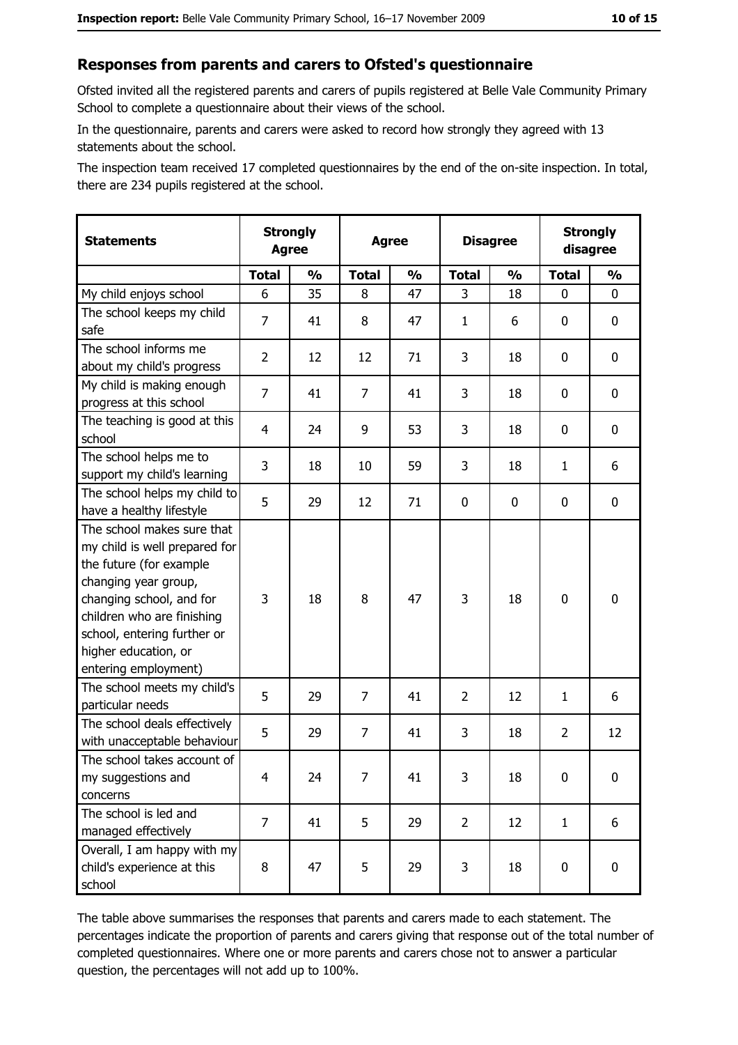## Responses from parents and carers to Ofsted's questionnaire

Ofsted invited all the registered parents and carers of pupils registered at Belle Vale Community Primary School to complete a questionnaire about their views of the school.

In the questionnaire, parents and carers were asked to record how strongly they agreed with 13 statements about the school.

The inspection team received 17 completed questionnaires by the end of the on-site inspection. In total, there are 234 pupils registered at the school.

| Statements | Strongly Agree | | Agree | | Disagree | | Strongly disagree | |
|---|---|---|---|---|---|---|---|---|
| | Total | % | Total | % | Total | % | Total | % |
| My child enjoys school | 6 | 35 | 8 | 47 | 3 | 18 | 0 | 0 |
| The school keeps my child safe | 7 | 41 | 8 | 47 | 1 | 6 | 0 | 0 |
| The school informs me about my child's progress | 2 | 12 | 12 | 71 | 3 | 18 | 0 | 0 |
| My child is making enough progress at this school | 7 | 41 | 7 | 41 | 3 | 18 | 0 | 0 |
| The teaching is good at this school | 4 | 24 | 9 | 53 | 3 | 18 | 0 | 0 |
| The school helps me to support my child's learning | 3 | 18 | 10 | 59 | 3 | 18 | 1 | 6 |
| The school helps my child to have a healthy lifestyle | 5 | 29 | 12 | 71 | 0 | 0 | 0 | 0 |
| The school makes sure that my child is well prepared for the future (for example changing year group, changing school, and for children who are finishing school, entering further or higher education, or entering employment) | 3 | 18 | 8 | 47 | 3 | 18 | 0 | 0 |
| The school meets my child's particular needs | 5 | 29 | 7 | 41 | 2 | 12 | 1 | 6 |
| The school deals effectively with unacceptable behaviour | 5 | 29 | 7 | 41 | 3 | 18 | 2 | 12 |
| The school takes account of my suggestions and concerns | 4 | 24 | 7 | 41 | 3 | 18 | 0 | 0 |
| The school is led and managed effectively | 7 | 41 | 5 | 29 | 2 | 12 | 1 | 6 |
| Overall, I am happy with my child's experience at this school | 8 | 47 | 5 | 29 | 3 | 18 | 0 | 0 |

The table above summarises the responses that parents and carers made to each statement. The percentages indicate the proportion of parents and carers giving that response out of the total number of completed questionnaires. Where one or more parents and carers chose not to answer a particular question, the percentages will not add up to 100%.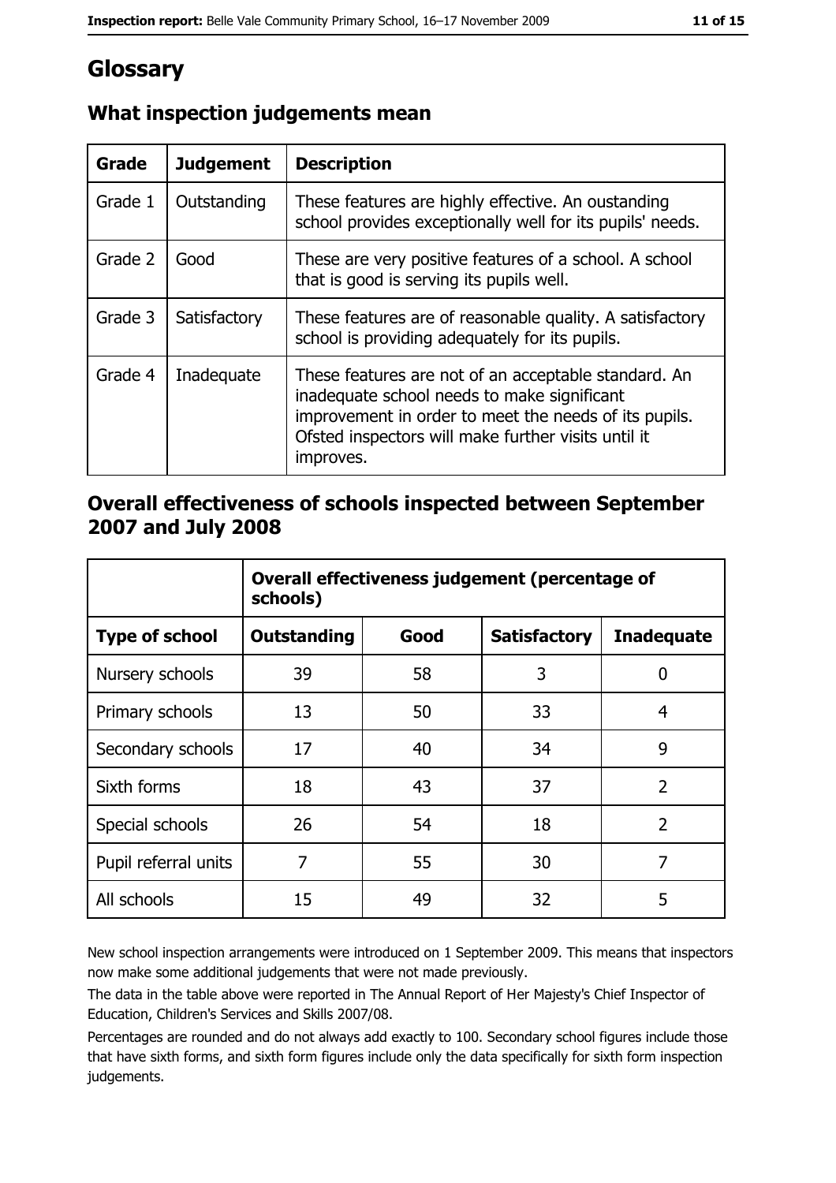# Glossary

## What inspection judgements mean

| Grade | Judgement | Description |
| --- | --- | --- |
| Grade 1 | Outstanding | These features are highly effective. An oustanding school provides exceptionally well for its pupils' needs. |
| Grade 2 | Good | These are very positive features of a school. A school that is good is serving its pupils well. |
| Grade 3 | Satisfactory | These features are of reasonable quality. A satisfactory school is providing adequately for its pupils. |
| Grade 4 | Inadequate | These features are not of an acceptable standard. An inadequate school needs to make significant improvement in order to meet the needs of its pupils. Ofsted inspectors will make further visits until it improves. |

## Overall effectiveness of schools inspected between September 2007 and July 2008

| | **Overall effectiveness judgement (percentage of schools)** | | | |
| --- | --- | --- | --- | --- |
| **Type of school** | **Outstanding** | **Good** | **Satisfactory** | **Inadequate** |
| Nursery schools | 39 | 58 | 3 | 0 |
| Primary schools | 13 | 50 | 33 | 4 |
| Secondary schools | 17 | 40 | 34 | 9 |
| Sixth forms | 18 | 43 | 37 | 2 |
| Special schools | 26 | 54 | 18 | 2 |
| Pupil referral units | 7 | 55 | 30 | 7 |
| All schools | 15 | 49 | 32 | 5 |

New school inspection arrangements were introduced on 1 September 2009. This means that inspectors now make some additional judgements that were not made previously.

The data in the table above were reported in The Annual Report of Her Majesty's Chief Inspector of Education, Children's Services and Skills 2007/08.

Percentages are rounded and do not always add exactly to 100. Secondary school figures include those that have sixth forms, and sixth form figures include only the data specifically for sixth form inspection judgements.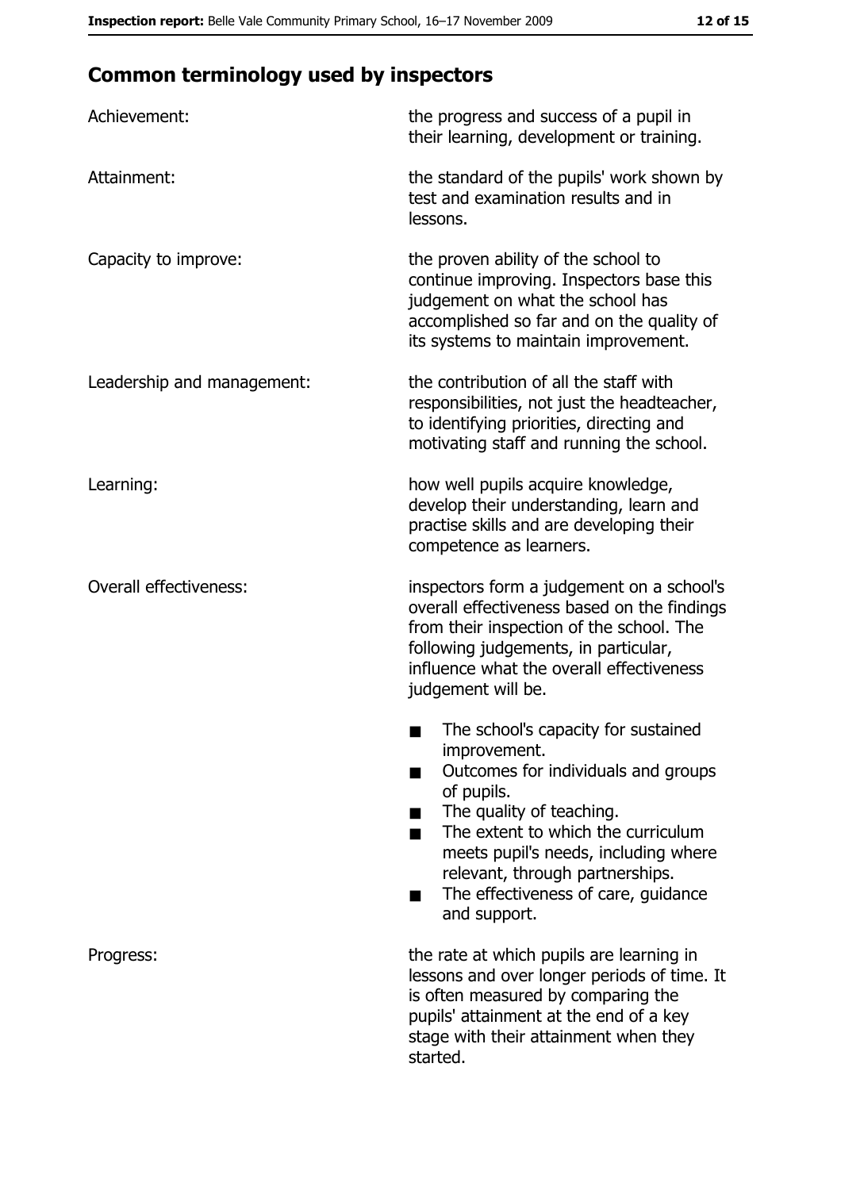## Common terminology used by inspectors

| | |
|---|---|
| Achievement: | the progress and success of a pupil in their learning, development or training. |
| Attainment: | the standard of the pupils' work shown by test and examination results and in lessons. |
| Capacity to improve: | the proven ability of the school to continue improving. Inspectors base this judgement on what the school has accomplished so far and on the quality of its systems to maintain improvement. |
| Leadership and management: | the contribution of all the staff with responsibilities, not just the headteacher, to identifying priorities, directing and motivating staff and running the school. |
| Learning: | how well pupils acquire knowledge, develop their understanding, learn and practise skills and are developing their competence as learners. |
| Overall effectiveness: | inspectors form a judgement on a school's overall effectiveness based on the findings from their inspection of the school. The following judgements, in particular, influence what the overall effectiveness judgement will be.<br>■ The school's capacity for sustained improvement.<br>■ Outcomes for individuals and groups of pupils.<br>■ The quality of teaching.<br>■ The extent to which the curriculum meets pupil's needs, including where relevant, through partnerships.<br>■ The effectiveness of care, guidance and support. |
| Progress: | the rate at which pupils are learning in lessons and over longer periods of time. It is often measured by comparing the pupils' attainment at the end of a key stage with their attainment when they started. |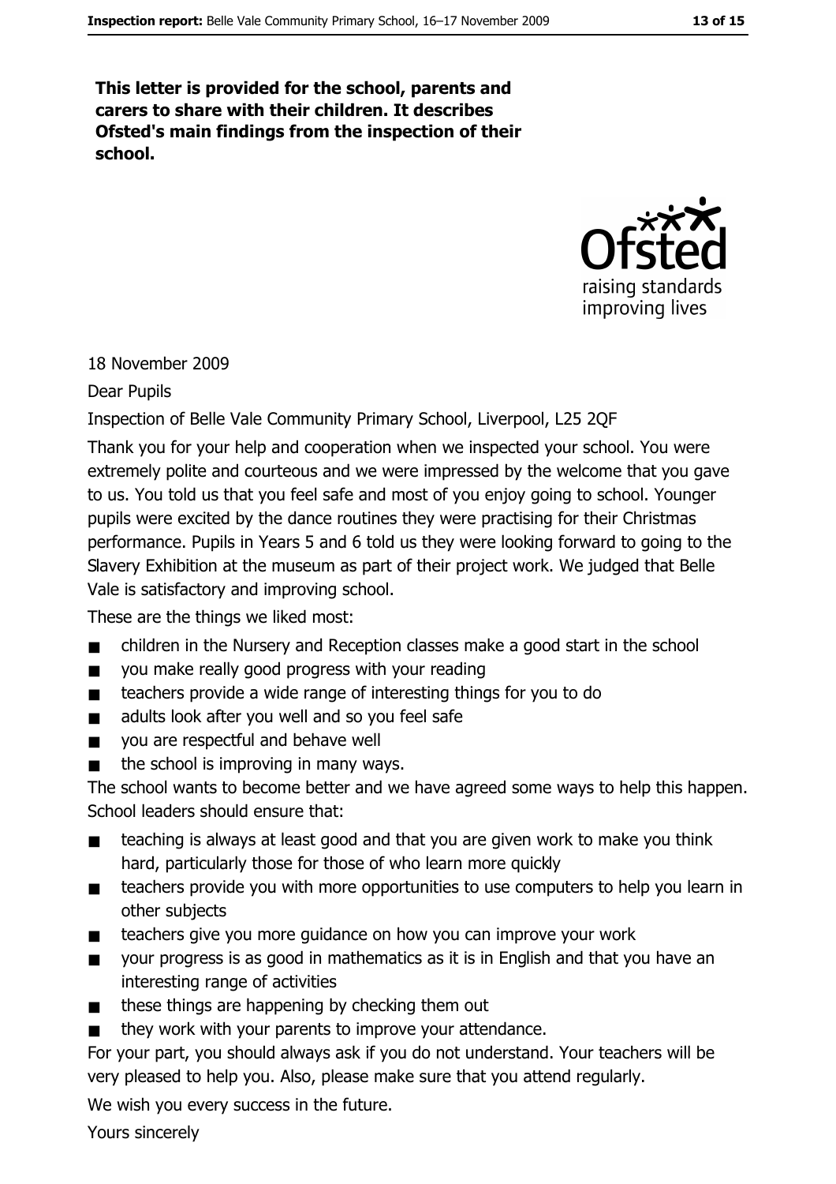**This letter is provided for the school, parents and carers to share with their children. It describes Ofsted's main findings from the inspection of their school.**

18 November 2009

Dear Pupils

Inspection of Belle Vale Community Primary School, Liverpool, L25 2QF

Thank you for your help and cooperation when we inspected your school. You were extremely polite and courteous and we were impressed by the welcome that you gave to us. You told us that you feel safe and most of you enjoy going to school. Younger pupils were excited by the dance routines they were practising for their Christmas performance. Pupils in Years 5 and 6 told us they were looking forward to going to the Slavery Exhibition at the museum as part of their project work. We judged that Belle Vale is satisfactory and improving school.

These are the things we liked most:

- children in the Nursery and Reception classes make a good start in the school
- you make really good progress with your reading
- teachers provide a wide range of interesting things for you to do
- adults look after you well and so you feel safe
- you are respectful and behave well
- the school is improving in many ways.

The school wants to become better and we have agreed some ways to help this happen. School leaders should ensure that:

- teaching is always at least good and that you are given work to make you think hard, particularly those for those of who learn more quickly
- teachers provide you with more opportunities to use computers to help you learn in other subjects
- teachers give you more guidance on how you can improve your work
- your progress is as good in mathematics as it is in English and that you have an interesting range of activities
- these things are happening by checking them out
- they work with your parents to improve your attendance.

For your part, you should always ask if you do not understand. Your teachers will be very pleased to help you. Also, please make sure that you attend regularly.

We wish you every success in the future.

Yours sincerely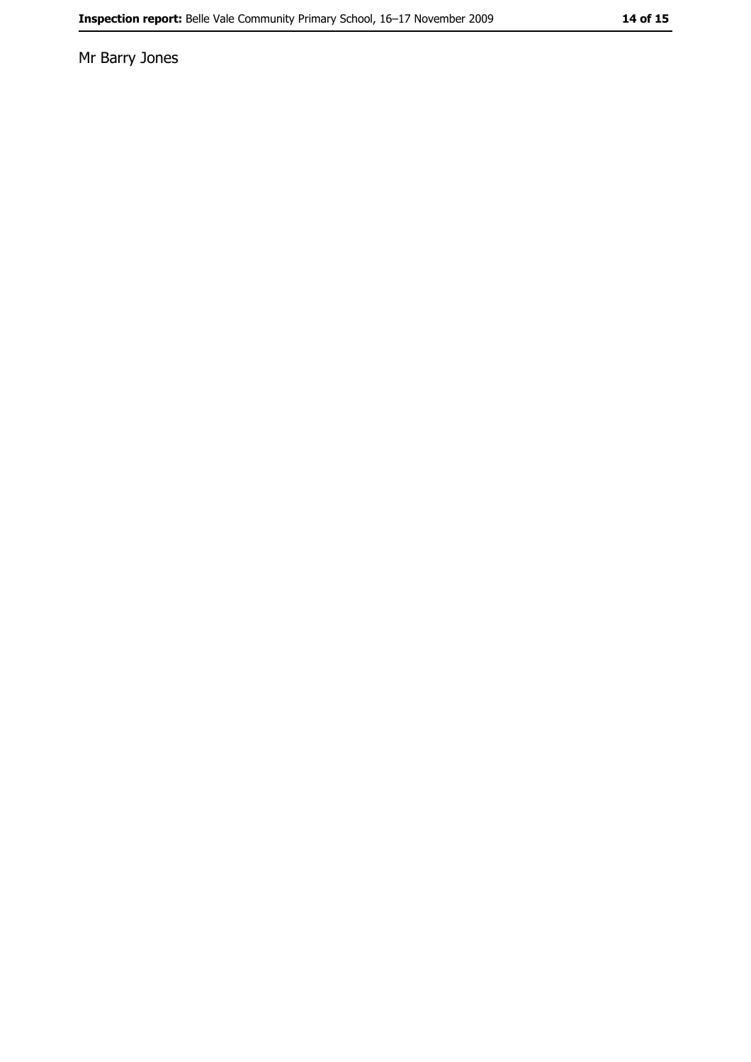Mr Barry Jones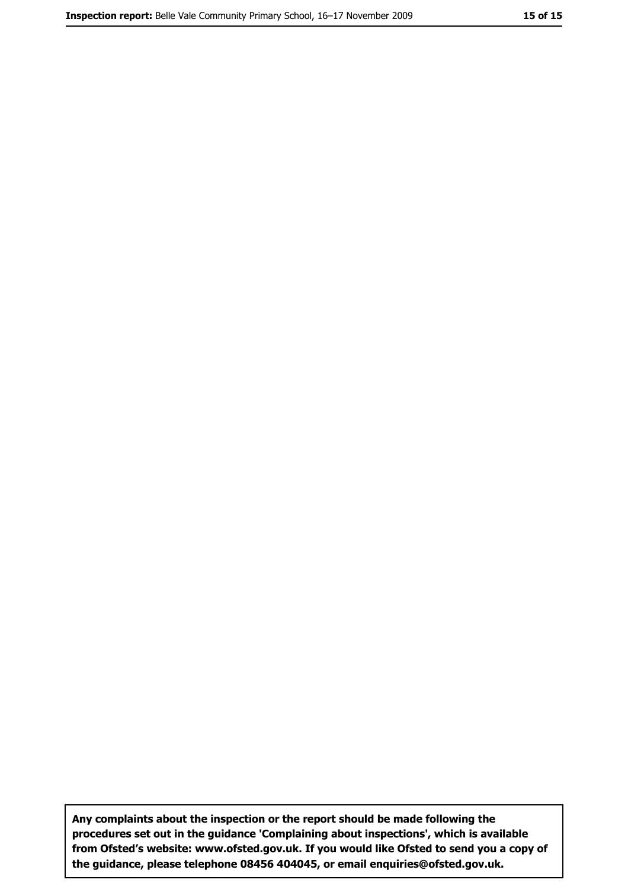**Any complaints about the inspection or the report should be made following the procedures set out in the guidance 'Complaining about inspections', which is available from Ofsted's website: www.ofsted.gov.uk. If you would like Ofsted to send you a copy of the guidance, please telephone 08456 404045, or email enquiries@ofsted.gov.uk.**